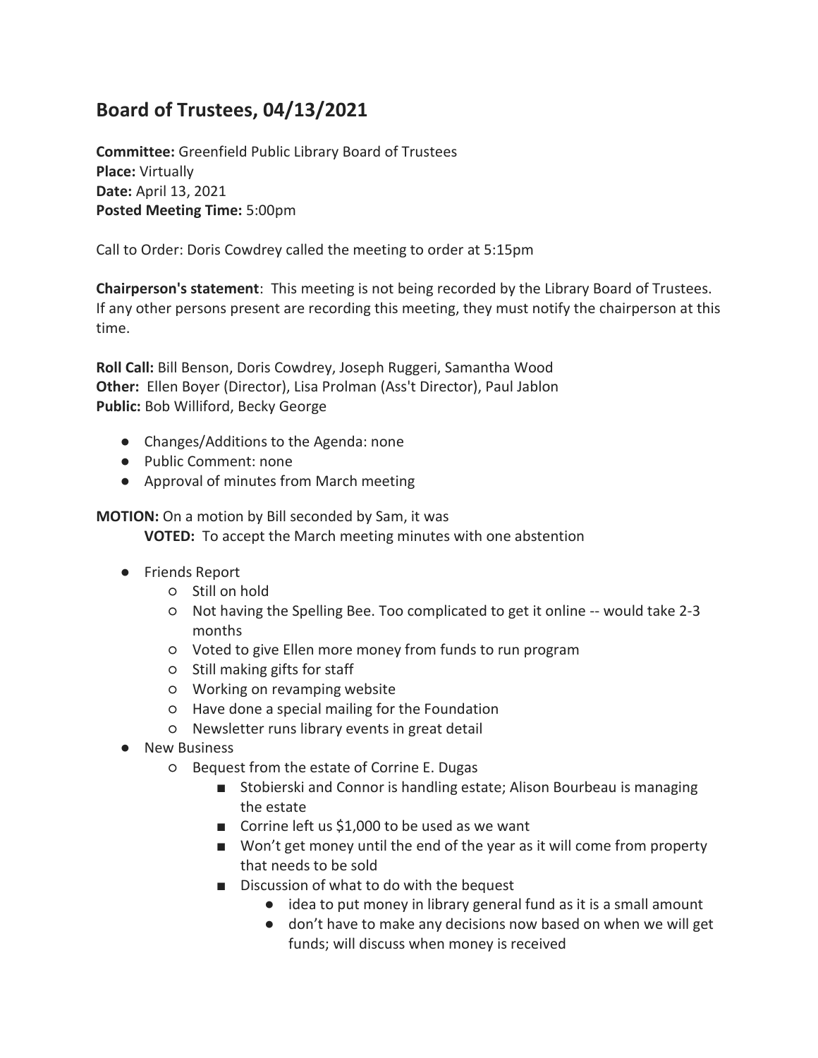# Board of Trustees, 04/13/2021

**Committee:** Greenfield Public Library Board of Trustees
**Place:** Virtually
**Date:** April 13, 2021
**Posted Meeting Time:** 5:00pm

Call to Order: Doris Cowdrey called the meeting to order at 5:15pm

**Chairperson's statement**: This meeting is not being recorded by the Library Board of Trustees. If any other persons present are recording this meeting, they must notify the chairperson at this time.

**Roll Call:** Bill Benson, Doris Cowdrey, Joseph Ruggeri, Samantha Wood
**Other:** Ellen Boyer (Director), Lisa Prolman (Ass't Director), Paul Jablon
**Public:** Bob Williford, Becky George

- Changes/Additions to the Agenda: none
- Public Comment: none
- Approval of minutes from March meeting

**MOTION:** On a motion by Bill seconded by Sam, it was
**VOTED:** To accept the March meeting minutes with one abstention

- Friends Report
  - Still on hold
  - Not having the Spelling Bee. Too complicated to get it online -- would take 2-3 months
  - Voted to give Ellen more money from funds to run program
  - Still making gifts for staff
  - Working on revamping website
  - Have done a special mailing for the Foundation
  - Newsletter runs library events in great detail
- New Business
  - Bequest from the estate of Corrine E. Dugas
    - Stobierski and Connor is handling estate; Alison Bourbeau is managing the estate
    - Corrine left us $1,000 to be used as we want
    - Won't get money until the end of the year as it will come from property that needs to be sold
    - Discussion of what to do with the bequest
      - idea to put money in library general fund as it is a small amount
      - don't have to make any decisions now based on when we will get funds; will discuss when money is received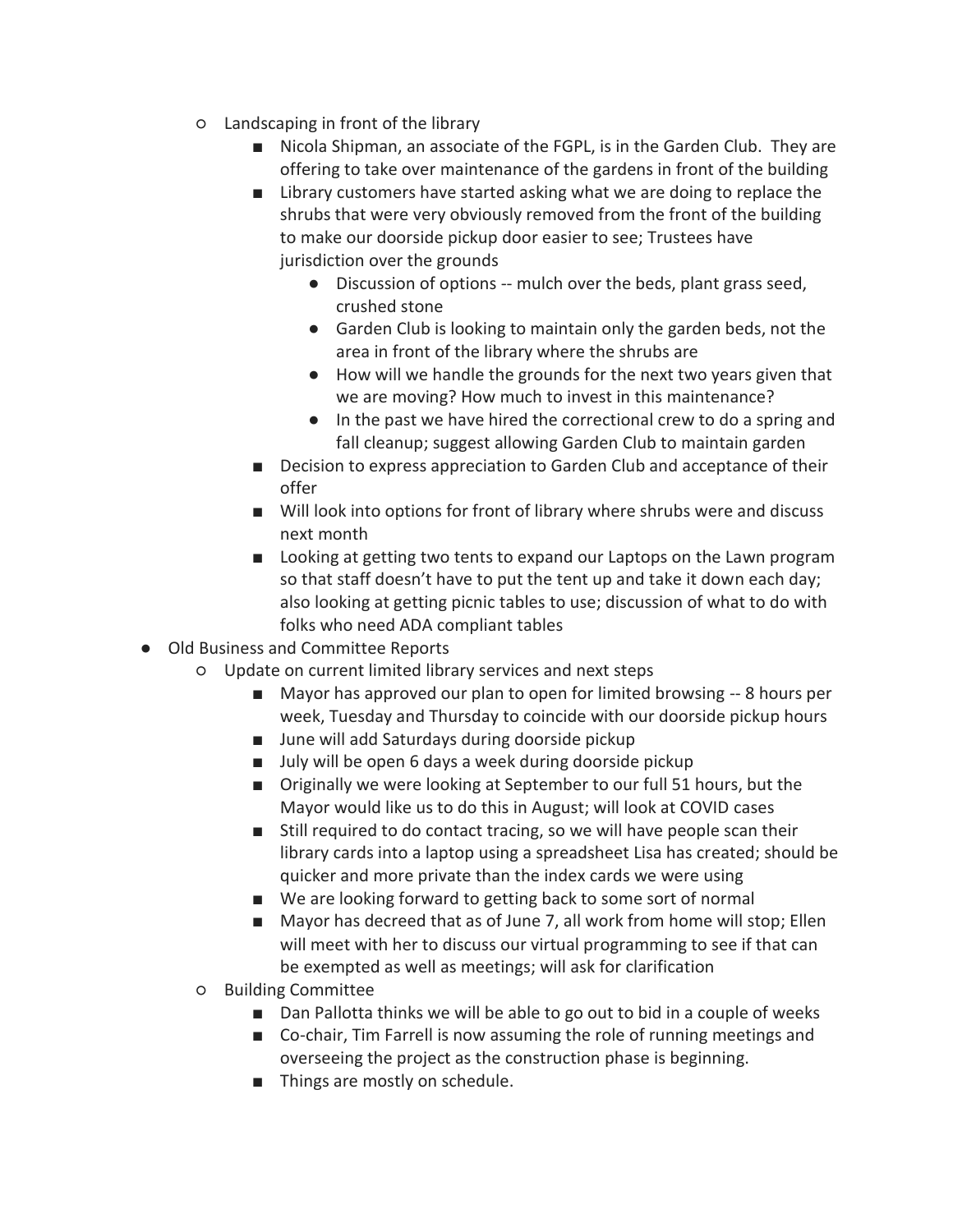- Landscaping in front of the library
    - Nicola Shipman, an associate of the FGPL, is in the Garden Club. They are offering to take over maintenance of the gardens in front of the building
    - Library customers have started asking what we are doing to replace the shrubs that were very obviously removed from the front of the building to make our doorside pickup door easier to see; Trustees have jurisdiction over the grounds
      - Discussion of options -- mulch over the beds, plant grass seed, crushed stone
      - Garden Club is looking to maintain only the garden beds, not the area in front of the library where the shrubs are
      - How will we handle the grounds for the next two years given that we are moving? How much to invest in this maintenance?
      - In the past we have hired the correctional crew to do a spring and fall cleanup; suggest allowing Garden Club to maintain garden
    - Decision to express appreciation to Garden Club and acceptance of their offer
    - Will look into options for front of library where shrubs were and discuss next month
    - Looking at getting two tents to expand our Laptops on the Lawn program so that staff doesn't have to put the tent up and take it down each day; also looking at getting picnic tables to use; discussion of what to do with folks who need ADA compliant tables
- Old Business and Committee Reports
  - Update on current limited library services and next steps
    - Mayor has approved our plan to open for limited browsing -- 8 hours per week, Tuesday and Thursday to coincide with our doorside pickup hours
    - June will add Saturdays during doorside pickup
    - July will be open 6 days a week during doorside pickup
    - Originally we were looking at September to our full 51 hours, but the Mayor would like us to do this in August; will look at COVID cases
    - Still required to do contact tracing, so we will have people scan their library cards into a laptop using a spreadsheet Lisa has created; should be quicker and more private than the index cards we were using
    - We are looking forward to getting back to some sort of normal
    - Mayor has decreed that as of June 7, all work from home will stop; Ellen will meet with her to discuss our virtual programming to see if that can be exempted as well as meetings; will ask for clarification
  - Building Committee
    - Dan Pallotta thinks we will be able to go out to bid in a couple of weeks
    - Co-chair, Tim Farrell is now assuming the role of running meetings and overseeing the project as the construction phase is beginning.
    - Things are mostly on schedule.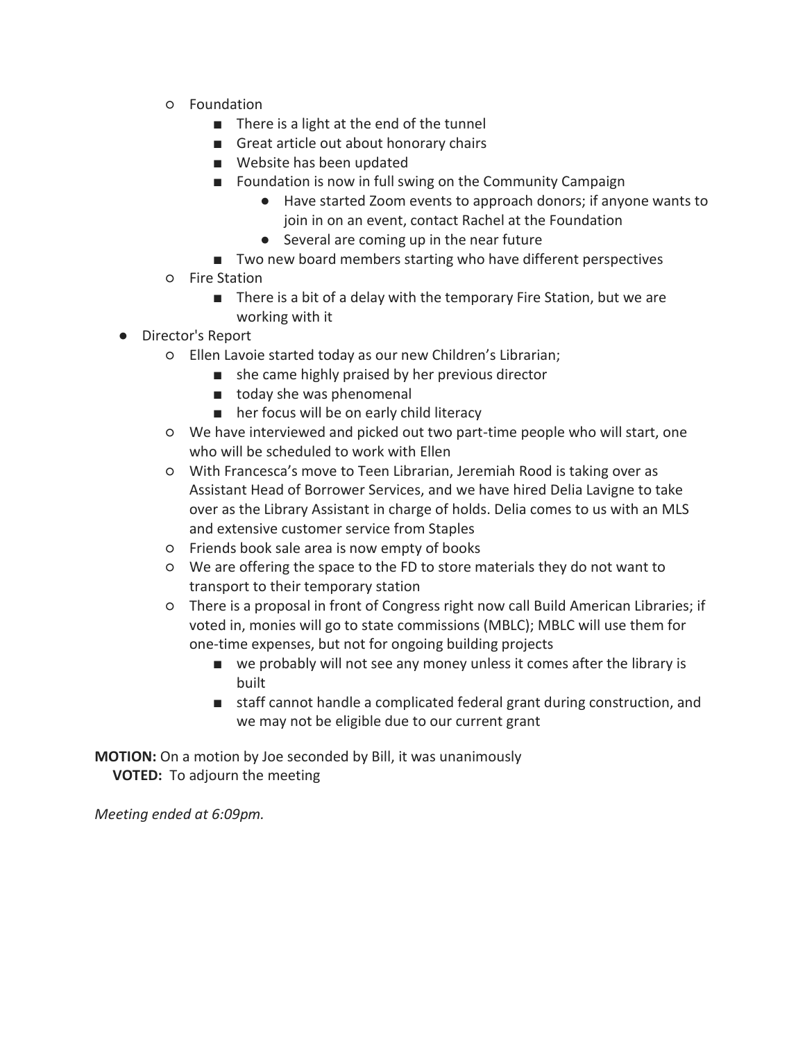- Foundation
    - There is a light at the end of the tunnel
    - Great article out about honorary chairs
    - Website has been updated
    - Foundation is now in full swing on the Community Campaign
      - Have started Zoom events to approach donors; if anyone wants to join in on an event, contact Rachel at the Foundation
      - Several are coming up in the near future
    - Two new board members starting who have different perspectives
  - Fire Station
    - There is a bit of a delay with the temporary Fire Station, but we are working with it
- Director's Report
  - Ellen Lavoie started today as our new Children's Librarian;
    - she came highly praised by her previous director
    - today she was phenomenal
    - her focus will be on early child literacy
  - We have interviewed and picked out two part-time people who will start, one who will be scheduled to work with Ellen
  - With Francesca's move to Teen Librarian, Jeremiah Rood is taking over as Assistant Head of Borrower Services, and we have hired Delia Lavigne to take over as the Library Assistant in charge of holds. Delia comes to us with an MLS and extensive customer service from Staples
  - Friends book sale area is now empty of books
  - We are offering the space to the FD to store materials they do not want to transport to their temporary station
  - There is a proposal in front of Congress right now call Build American Libraries; if voted in, monies will go to state commissions (MBLC); MBLC will use them for one-time expenses, but not for ongoing building projects
    - we probably will not see any money unless it comes after the library is built
    - staff cannot handle a complicated federal grant during construction, and we may not be eligible due to our current grant

**MOTION:** On a motion by Joe seconded by Bill, it was unanimously
**VOTED:** To adjourn the meeting

*Meeting ended at 6:09pm.*